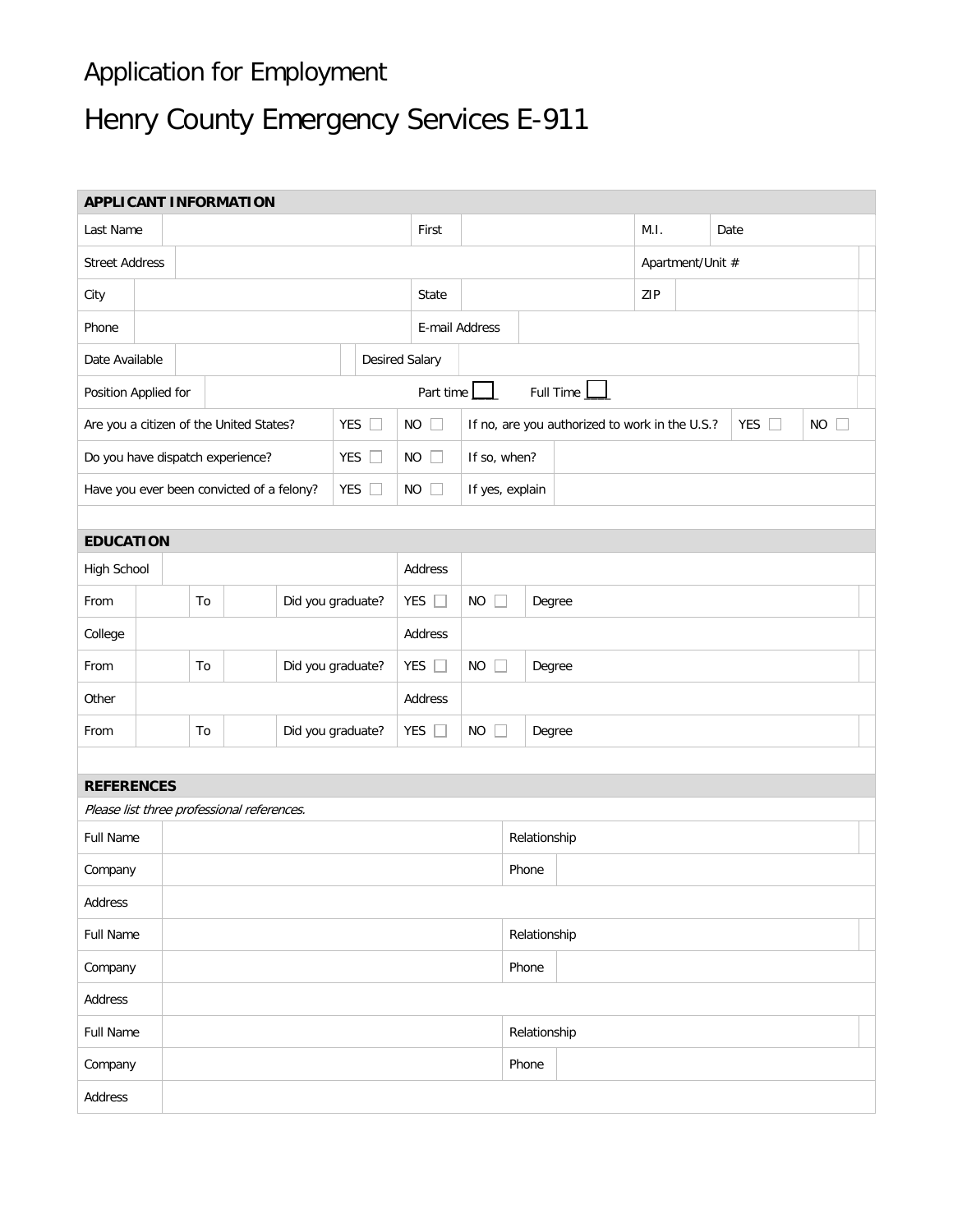# Application for Employment

# Henry County Emergency Services E-911

| APPLICANT INFORMATION | | | | | | | |
|---|---|---|---|---|---|---|---|
| Last Name | | First | | M.I. | | Date | |
| Street Address | | | | Apartment/Unit # | | | |
| City | | State | | ZIP | | | |
| Phone | | E-mail Address | | | | | |
| Date Available | | Desired Salary | | | | | |
| Position Applied for | | Part time ☐ | Full Time ☐ | | | | |
| Are you a citizen of the United States? | YES ☐ | NO ☐ | If no, are you authorized to work in the U.S.? | YES ☐ | NO ☐ | | |
| Do you have dispatch experience? | YES ☐ | NO ☐ | If so, when? | | | | |
| Have you ever been convicted of a felony? | YES ☐ | NO ☐ | If yes, explain | | | | |

| EDUCATION | | | | | | | | |
|---|---|---|---|---|---|---|---|---|
| High School | | | | Address | | | | |
| From | | To | | Did you graduate? | YES ☐ | NO ☐ | Degree | |
| College | | | | Address | | | | |
| From | | To | | Did you graduate? | YES ☐ | NO ☐ | Degree | |
| Other | | | | Address | | | | |
| From | | To | | Did you graduate? | YES ☐ | NO ☐ | Degree | |

| REFERENCES | | | |
|---|---|---|---|
| *Please list three professional references.* | | | |
| Full Name | | Relationship | |
| Company | | Phone | |
| Address | | | |
| Full Name | | Relationship | |
| Company | | Phone | |
| Address | | | |
| Full Name | | Relationship | |
| Company | | Phone | |
| Address | | | |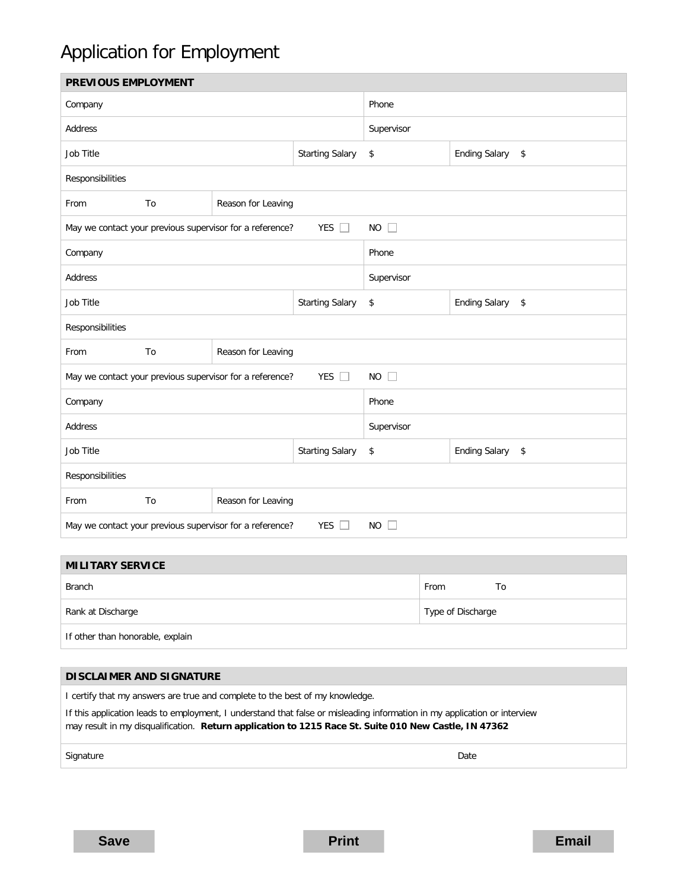# Application for Employment

| PREVIOUS EMPLOYMENT | | | | |
|---|---|---|---|---|
| Company | | | Phone | |
| Address | | | Supervisor | |
| Job Title | | Starting Salary | $ | Ending Salary $ |
| Responsibilities | | | | |
| From | To | Reason for Leaving | | |
| May we contact your previous supervisor for a reference? | | YES ☐ | NO ☐ | |
| Company | | | Phone | |
| Address | | | Supervisor | |
| Job Title | | Starting Salary | $ | Ending Salary $ |
| Responsibilities | | | | |
| From | To | Reason for Leaving | | |
| May we contact your previous supervisor for a reference? | | YES ☐ | NO ☐ | |
| Company | | | Phone | |
| Address | | | Supervisor | |
| Job Title | | Starting Salary | $ | Ending Salary $ |
| Responsibilities | | | | |
| From | To | Reason for Leaving | | |
| May we contact your previous supervisor for a reference? | | YES ☐ | NO ☐ | |

| MILITARY SERVICE | | |
|---|---|---|
| Branch | From | To |
| Rank at Discharge | Type of Discharge | |
| If other than honorable, explain | | |

| DISCLAIMER AND SIGNATURE | |
|---|---|
| I certify that my answers are true and complete to the best of my knowledge. | |
| If this application leads to employment, I understand that false or misleading information in my application or interview may result in my disqualification. **Return application to 1215 Race St. Suite 010 New Castle, IN 47362** | |
| Signature | Date |

Save | Print | Email